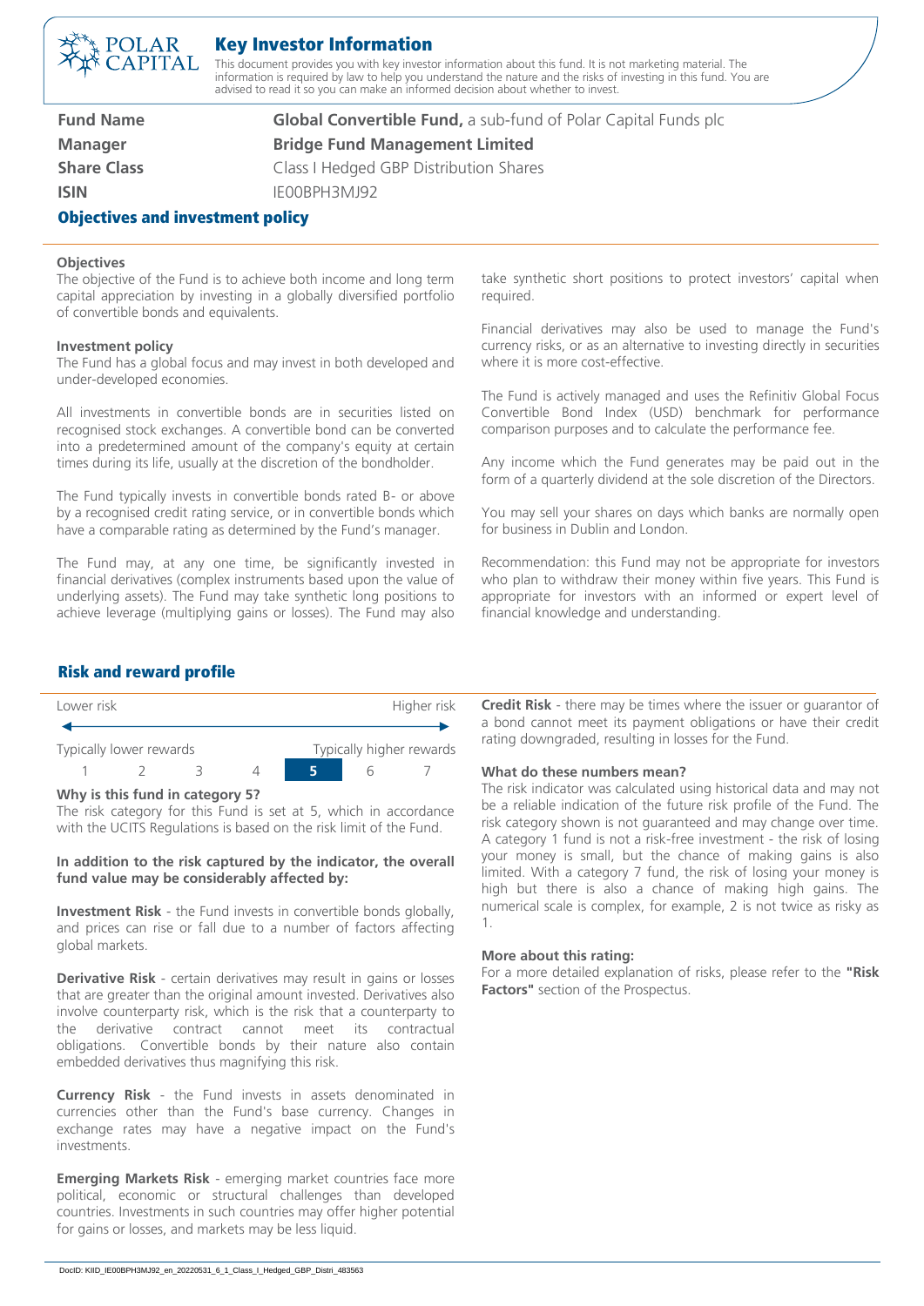# Key Investor Information

This document provides you with key investor information about this fund. It is not marketing material. The information is required by law to help you understand the nature and the risks of investing in this fund. You are advised to read it so you can make an informed decision about whether to invest.

| | |
|---|---|
| **Fund Name** | **Global Convertible Fund,** a sub-fund of Polar Capital Funds plc |
| **Manager** | **Bridge Fund Management Limited** |
| **Share Class** | Class I Hedged GBP Distribution Shares |
| **ISIN** | IE00BPH3MJ92 |

## Objectives and investment policy

**Objectives**

The objective of the Fund is to achieve both income and long term capital appreciation by investing in a globally diversified portfolio of convertible bonds and equivalents.

**Investment policy**

The Fund has a global focus and may invest in both developed and under-developed economies.

All investments in convertible bonds are in securities listed on recognised stock exchanges. A convertible bond can be converted into a predetermined amount of the company's equity at certain times during its life, usually at the discretion of the bondholder.

The Fund typically invests in convertible bonds rated B- or above by a recognised credit rating service, or in convertible bonds which have a comparable rating as determined by the Fund's manager.

The Fund may, at any one time, be significantly invested in financial derivatives (complex instruments based upon the value of underlying assets). The Fund may take synthetic long positions to achieve leverage (multiplying gains or losses). The Fund may also take synthetic short positions to protect investors' capital when required.

Financial derivatives may also be used to manage the Fund's currency risks, or as an alternative to investing directly in securities where it is more cost-effective.

The Fund is actively managed and uses the Refinitiv Global Focus Convertible Bond Index (USD) benchmark for performance comparison purposes and to calculate the performance fee.

Any income which the Fund generates may be paid out in the form of a quarterly dividend at the sole discretion of the Directors.

You may sell your shares on days which banks are normally open for business in Dublin and London.

Recommendation: this Fund may not be appropriate for investors who plan to withdraw their money within five years. This Fund is appropriate for investors with an informed or expert level of financial knowledge and understanding.

## Risk and reward profile

| Lower risk | | | | | | Higher risk |
|---|---|---|---|---|---|---|
| Typically lower rewards | | | | | | Typically higher rewards |
| 1 | 2 | 3 | 4 | **5** | 6 | 7 |

**Why is this fund in category 5?**

The risk category for this Fund is set at 5, which in accordance with the UCITS Regulations is based on the risk limit of the Fund.

**In addition to the risk captured by the indicator, the overall fund value may be considerably affected by:**

**Investment Risk** - the Fund invests in convertible bonds globally, and prices can rise or fall due to a number of factors affecting global markets.

**Derivative Risk** - certain derivatives may result in gains or losses that are greater than the original amount invested. Derivatives also involve counterparty risk, which is the risk that a counterparty to the derivative contract cannot meet its contractual obligations. Convertible bonds by their nature also contain embedded derivatives thus magnifying this risk.

**Currency Risk** - the Fund invests in assets denominated in currencies other than the Fund's base currency. Changes in exchange rates may have a negative impact on the Fund's investments.

**Emerging Markets Risk** - emerging market countries face more political, economic or structural challenges than developed countries. Investments in such countries may offer higher potential for gains or losses, and markets may be less liquid.

**Credit Risk** - there may be times where the issuer or guarantor of a bond cannot meet its payment obligations or have their credit rating downgraded, resulting in losses for the Fund.

**What do these numbers mean?**

The risk indicator was calculated using historical data and may not be a reliable indication of the future risk profile of the Fund. The risk category shown is not guaranteed and may change over time. A category 1 fund is not a risk-free investment - the risk of losing your money is small, but the chance of making gains is also limited. With a category 7 fund, the risk of losing your money is high but there is also a chance of making high gains. The numerical scale is complex, for example, 2 is not twice as risky as 1.

**More about this rating:**

For a more detailed explanation of risks, please refer to the **"Risk Factors"** section of the Prospectus.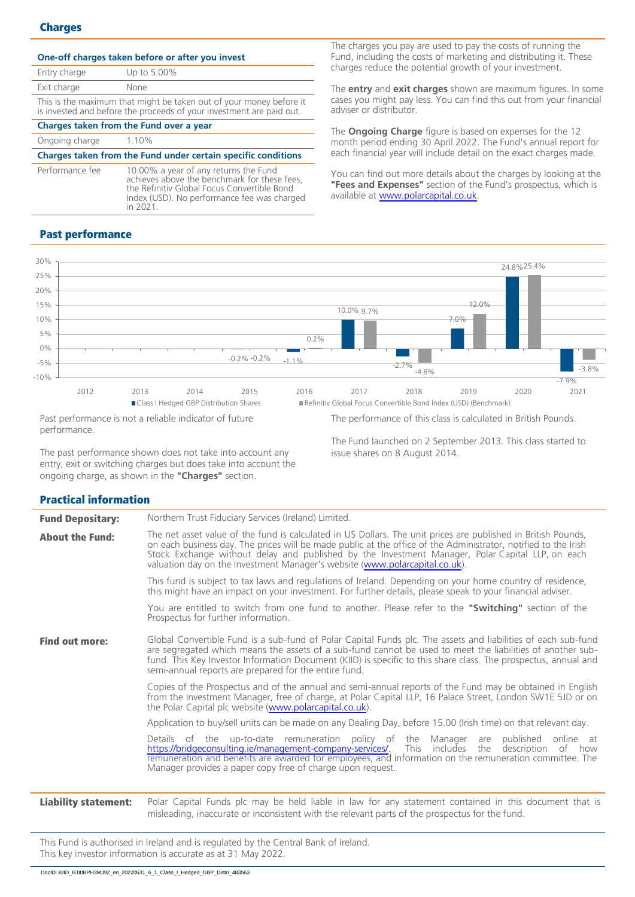## Charges

**One-off charges taken before or after you invest**

| | |
|---|---|
| Entry charge | Up to 5.00% |
| Exit charge | None |

This is the maximum that might be taken out of your money before it is invested and before the proceeds of your investment are paid out.

**Charges taken from the Fund over a year**

| | |
|---|---|
| Ongoing charge | 1.10% |

**Charges taken from the Fund under certain specific conditions**

| | |
|---|---|
| Performance fee | 10.00% a year of any returns the Fund achieves above the benchmark for these fees, the Refinitiv Global Focus Convertible Bond Index (USD). No performance fee was charged in 2021. |

The charges you pay are used to pay the costs of running the Fund, including the costs of marketing and distributing it. These charges reduce the potential growth of your investment.

The **entry** and **exit charges** shown are maximum figures. In some cases you might pay less. You can find this out from your financial adviser or distributor.

The **Ongoing Charge** figure is based on expenses for the 12 month period ending 30 April 2022. The Fund's annual report for each financial year will include detail on the exact charges made.

You can find out more details about the charges by looking at the **"Fees and Expenses"** section of the Fund's prospectus, which is available at www.polarcapital.co.uk.

## Past performance

30%
25%
20%
15%
10%
5%
0%
-5%
-10%

2012 2013 2014 2015 2016 2017 2018 2019 2020 2021

-0.2% -0.2%
-1.1% 0.2%
10.0% 9.7%
-2.7% -4.8%
7.0% 12.0%
24.8% 25.4%
-7.9% -3.8%

■ Class I Hedged GBP Distribution Shares ■ Refinitiv Global Focus Convertible Bond Index (USD) (Benchmark)

Past performance is not a reliable indicator of future performance.

The past performance shown does not take into account any entry, exit or switching charges but does take into account the ongoing charge, as shown in the **"Charges"** section.

The performance of this class is calculated in British Pounds.

The Fund launched on 2 September 2013. This class started to issue shares on 8 August 2014.

## Practical information

**Fund Depositary:** Northern Trust Fiduciary Services (Ireland) Limited.

**About the Fund:** The net asset value of the fund is calculated in US Dollars. The unit prices are published in British Pounds, on each business day. The prices will be made public at the office of the Administrator, notified to the Irish Stock Exchange without delay and published by the Investment Manager, Polar Capital LLP, on each valuation day on the Investment Manager's website (www.polarcapital.co.uk).

This fund is subject to tax laws and regulations of Ireland. Depending on your home country of residence, this might have an impact on your investment. For further details, please speak to your financial adviser.

You are entitled to switch from one fund to another. Please refer to the **"Switching"** section of the Prospectus for further information.

**Find out more:** Global Convertible Fund is a sub-fund of Polar Capital Funds plc. The assets and liabilities of each sub-fund are segregated which means the assets of a sub-fund cannot be used to meet the liabilities of another sub-fund. This Key Investor Information Document (KIID) is specific to this share class. The prospectus, annual and semi-annual reports are prepared for the entire fund.

Copies of the Prospectus and of the annual and semi-annual reports of the Fund may be obtained in English from the Investment Manager, free of charge, at Polar Capital LLP, 16 Palace Street, London SW1E 5JD or on the Polar Capital plc website (www.polarcapital.co.uk).

Application to buy/sell units can be made on any Dealing Day, before 15.00 (Irish time) on that relevant day.

Details of the up-to-date remuneration policy of the Manager are published online at https://bridgeconsulting.ie/management-company-services/. This includes the description of how remuneration and benefits are awarded for employees, and information on the remuneration committee. The Manager provides a paper copy free of charge upon request.

**Liability statement:** Polar Capital Funds plc may be held liable in law for any statement contained in this document that is misleading, inaccurate or inconsistent with the relevant parts of the prospectus for the fund.

This Fund is authorised in Ireland and is regulated by the Central Bank of Ireland.
This key investor information is accurate as at 31 May 2022.

DocID: KIID_IE00BPH3MJ92_en_20220531_6_1_Class_I_Hedged_GBP_Distri_483563